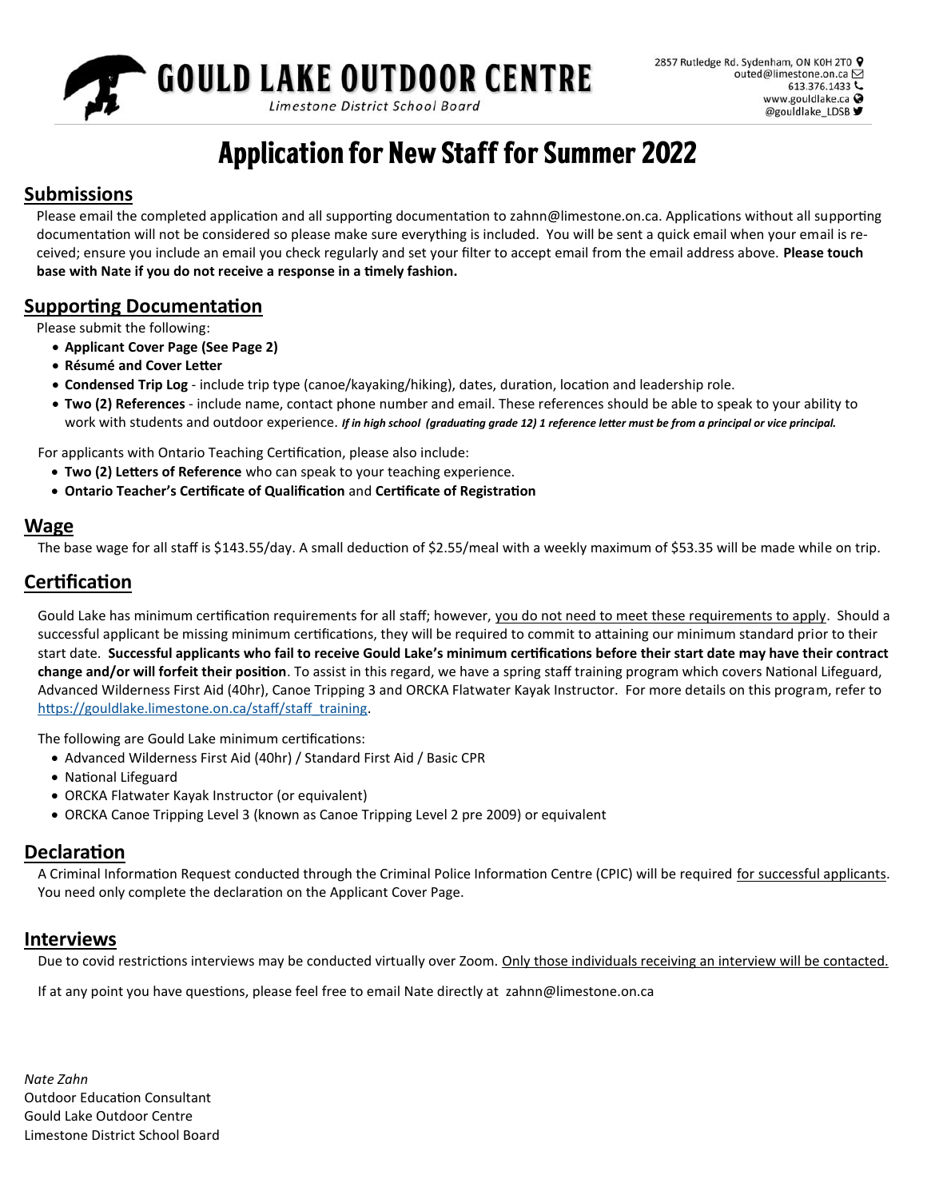# GOULD LAKE OUTDOOR CENTRE

Limestone District School Board

2857 Rutledge Rd. Sydenham, ON K0H 2T0
outed@limestone.on.ca
613.376.1433
www.gouldlake.ca
@gouldlake_LDSB

# Application for New Staff for Summer 2022

## Submissions

Please email the completed application and all supporting documentation to zahnn@limestone.on.ca. Applications without all supporting documentation will not be considered so please make sure everything is included. You will be sent a quick email when your email is received; ensure you include an email you check regularly and set your filter to accept email from the email address above. **Please touch base with Nate if you do not receive a response in a timely fashion.**

## Supporting Documentation

Please submit the following:

- **Applicant Cover Page (See Page 2)**
- **Résumé and Cover Letter**
- **Condensed Trip Log** - include trip type (canoe/kayaking/hiking), dates, duration, location and leadership role.
- **Two (2) References** - include name, contact phone number and email. These references should be able to speak to your ability to work with students and outdoor experience. ***If in high school (graduating grade 12) 1 reference letter must be from a principal or vice principal.***

For applicants with Ontario Teaching Certification, please also include:

- **Two (2) Letters of Reference** who can speak to your teaching experience.
- **Ontario Teacher's Certificate of Qualification** and **Certificate of Registration**

## Wage

The base wage for all staff is $143.55/day. A small deduction of $2.55/meal with a weekly maximum of $53.35 will be made while on trip.

## Certification

Gould Lake has minimum certification requirements for all staff; however, you do not need to meet these requirements to apply. Should a successful applicant be missing minimum certifications, they will be required to commit to attaining our minimum standard prior to their start date. **Successful applicants who fail to receive Gould Lake's minimum certifications before their start date may have their contract change and/or will forfeit their position**. To assist in this regard, we have a spring staff training program which covers National Lifeguard, Advanced Wilderness First Aid (40hr), Canoe Tripping 3 and ORCKA Flatwater Kayak Instructor. For more details on this program, refer to https://gouldlake.limestone.on.ca/staff/staff_training.

The following are Gould Lake minimum certifications:

- Advanced Wilderness First Aid (40hr) / Standard First Aid / Basic CPR
- National Lifeguard
- ORCKA Flatwater Kayak Instructor (or equivalent)
- ORCKA Canoe Tripping Level 3 (known as Canoe Tripping Level 2 pre 2009) or equivalent

## Declaration

A Criminal Information Request conducted through the Criminal Police Information Centre (CPIC) will be required for successful applicants. You need only complete the declaration on the Applicant Cover Page.

## Interviews

Due to covid restrictions interviews may be conducted virtually over Zoom. Only those individuals receiving an interview will be contacted.

If at any point you have questions, please feel free to email Nate directly at zahnn@limestone.on.ca

*Nate Zahn*
Outdoor Education Consultant
Gould Lake Outdoor Centre
Limestone District School Board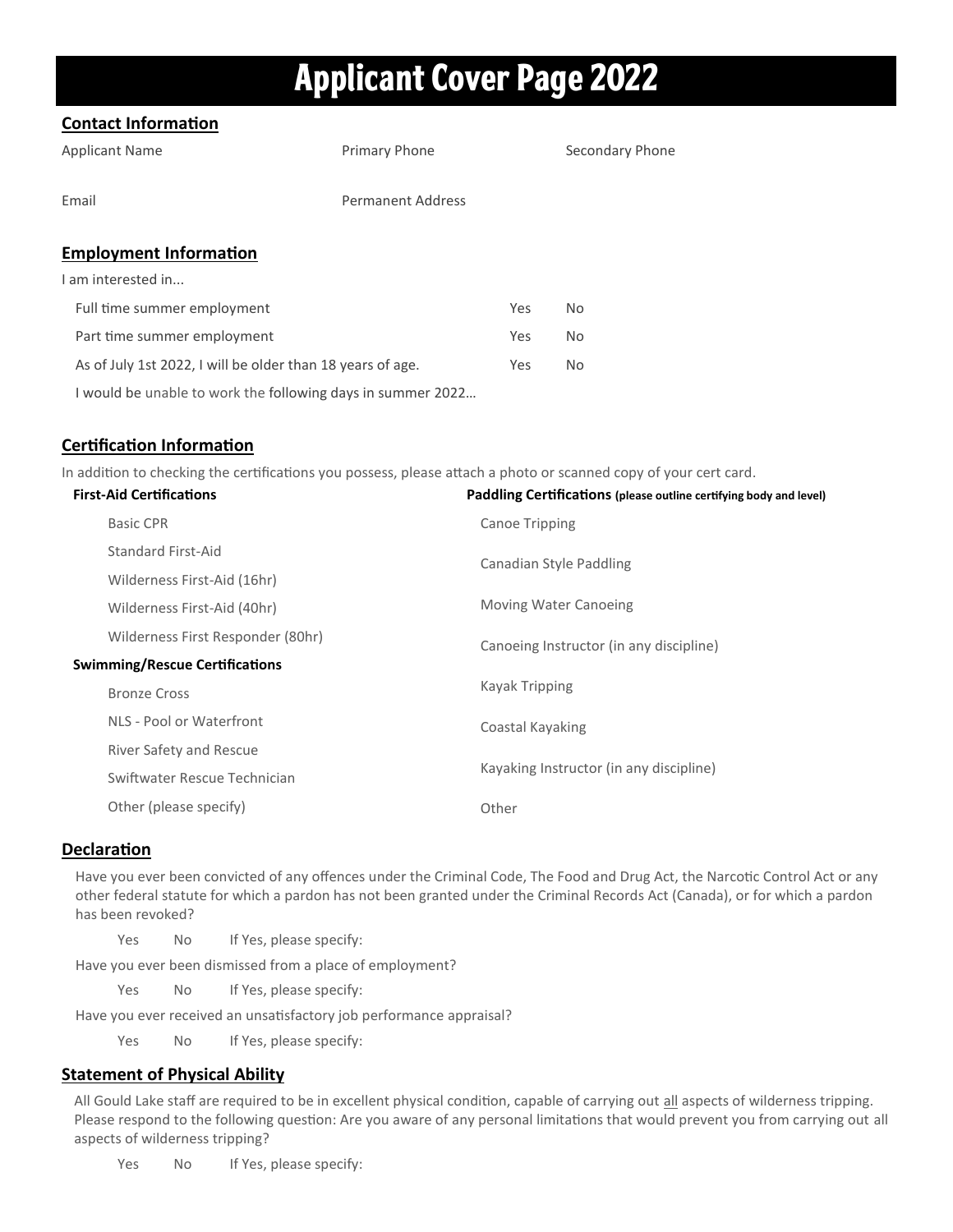# Applicant Cover Page 2022

## Contact Information

| | | |
|---|---|---|
| Applicant Name | Primary Phone | Secondary Phone |
| Email | Permanent Address | |

## Employment Information

I am interested in...

| | | |
|---|---|---|
| Full time summer employment | Yes | No |
| Part time summer employment | Yes | No |
| As of July 1st 2022, I will be older than 18 years of age. | Yes | No |

I would be unable to work the following days in summer 2022…

## Certification Information

In addition to checking the certifications you possess, please attach a photo or scanned copy of your cert card.

**First-Aid Certifications**

- Basic CPR
- Standard First-Aid
- Wilderness First-Aid (16hr)
- Wilderness First-Aid (40hr)
- Wilderness First Responder (80hr)

**Swimming/Rescue Certifications**

- Bronze Cross
- NLS - Pool or Waterfront
- River Safety and Rescue
- Swiftwater Rescue Technician
- Other (please specify)

**Paddling Certifications (please outline certifying body and level)**

- Canoe Tripping
- Canadian Style Paddling
- Moving Water Canoeing
- Canoeing Instructor (in any discipline)
- Kayak Tripping
- Coastal Kayaking
- Kayaking Instructor (in any discipline)
- Other

## Declaration

Have you ever been convicted of any offences under the Criminal Code, The Food and Drug Act, the Narcotic Control Act or any other federal statute for which a pardon has not been granted under the Criminal Records Act (Canada), or for which a pardon has been revoked?

Yes No If Yes, please specify:

Have you ever been dismissed from a place of employment?

Yes No If Yes, please specify:

Have you ever received an unsatisfactory job performance appraisal?

Yes No If Yes, please specify:

## Statement of Physical Ability

All Gould Lake staff are required to be in excellent physical condition, capable of carrying out all aspects of wilderness tripping. Please respond to the following question: Are you aware of any personal limitations that would prevent you from carrying out all aspects of wilderness tripping?

Yes No If Yes, please specify: